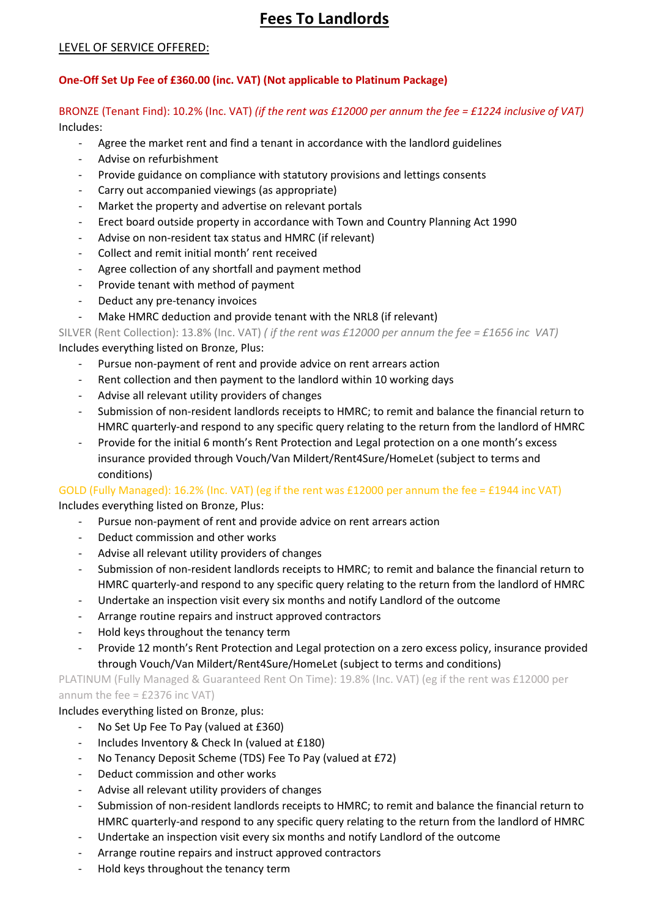# Fees To Landlords

LEVEL OF SERVICE OFFERED:

**One-Off Set Up Fee of £360.00 (inc. VAT) (Not applicable to Platinum Package)**

BRONZE (Tenant Find): 10.2% (Inc. VAT) *(if the rent was £12000 per annum the fee = £1224 inclusive of VAT)*

Includes:

- Agree the market rent and find a tenant in accordance with the landlord guidelines
- Advise on refurbishment
- Provide guidance on compliance with statutory provisions and lettings consents
- Carry out accompanied viewings (as appropriate)
- Market the property and advertise on relevant portals
- Erect board outside property in accordance with Town and Country Planning Act 1990
- Advise on non-resident tax status and HMRC (if relevant)
- Collect and remit initial month' rent received
- Agree collection of any shortfall and payment method
- Provide tenant with method of payment
- Deduct any pre-tenancy invoices
- Make HMRC deduction and provide tenant with the NRL8 (if relevant)

SILVER (Rent Collection): 13.8% (Inc. VAT) *( if the rent was £12000 per annum the fee = £1656 inc VAT)*

Includes everything listed on Bronze, Plus:

- Pursue non-payment of rent and provide advice on rent arrears action
- Rent collection and then payment to the landlord within 10 working days
- Advise all relevant utility providers of changes
- Submission of non-resident landlords receipts to HMRC; to remit and balance the financial return to HMRC quarterly-and respond to any specific query relating to the return from the landlord of HMRC
- Provide for the initial 6 month's Rent Protection and Legal protection on a one month's excess insurance provided through Vouch/Van Mildert/Rent4Sure/HomeLet (subject to terms and conditions)

GOLD (Fully Managed): 16.2% (Inc. VAT) (eg if the rent was £12000 per annum the fee = £1944 inc VAT)

Includes everything listed on Bronze, Plus:

- Pursue non-payment of rent and provide advice on rent arrears action
- Deduct commission and other works
- Advise all relevant utility providers of changes
- Submission of non-resident landlords receipts to HMRC; to remit and balance the financial return to HMRC quarterly-and respond to any specific query relating to the return from the landlord of HMRC
- Undertake an inspection visit every six months and notify Landlord of the outcome
- Arrange routine repairs and instruct approved contractors
- Hold keys throughout the tenancy term
- Provide 12 month's Rent Protection and Legal protection on a zero excess policy, insurance provided through Vouch/Van Mildert/Rent4Sure/HomeLet (subject to terms and conditions)

PLATINUM (Fully Managed & Guaranteed Rent On Time): 19.8% (Inc. VAT) (eg if the rent was £12000 per annum the fee = £2376 inc VAT)

Includes everything listed on Bronze, plus:

- No Set Up Fee To Pay (valued at £360)
- Includes Inventory & Check In (valued at £180)
- No Tenancy Deposit Scheme (TDS) Fee To Pay (valued at £72)
- Deduct commission and other works
- Advise all relevant utility providers of changes
- Submission of non-resident landlords receipts to HMRC; to remit and balance the financial return to HMRC quarterly-and respond to any specific query relating to the return from the landlord of HMRC
- Undertake an inspection visit every six months and notify Landlord of the outcome
- Arrange routine repairs and instruct approved contractors
- Hold keys throughout the tenancy term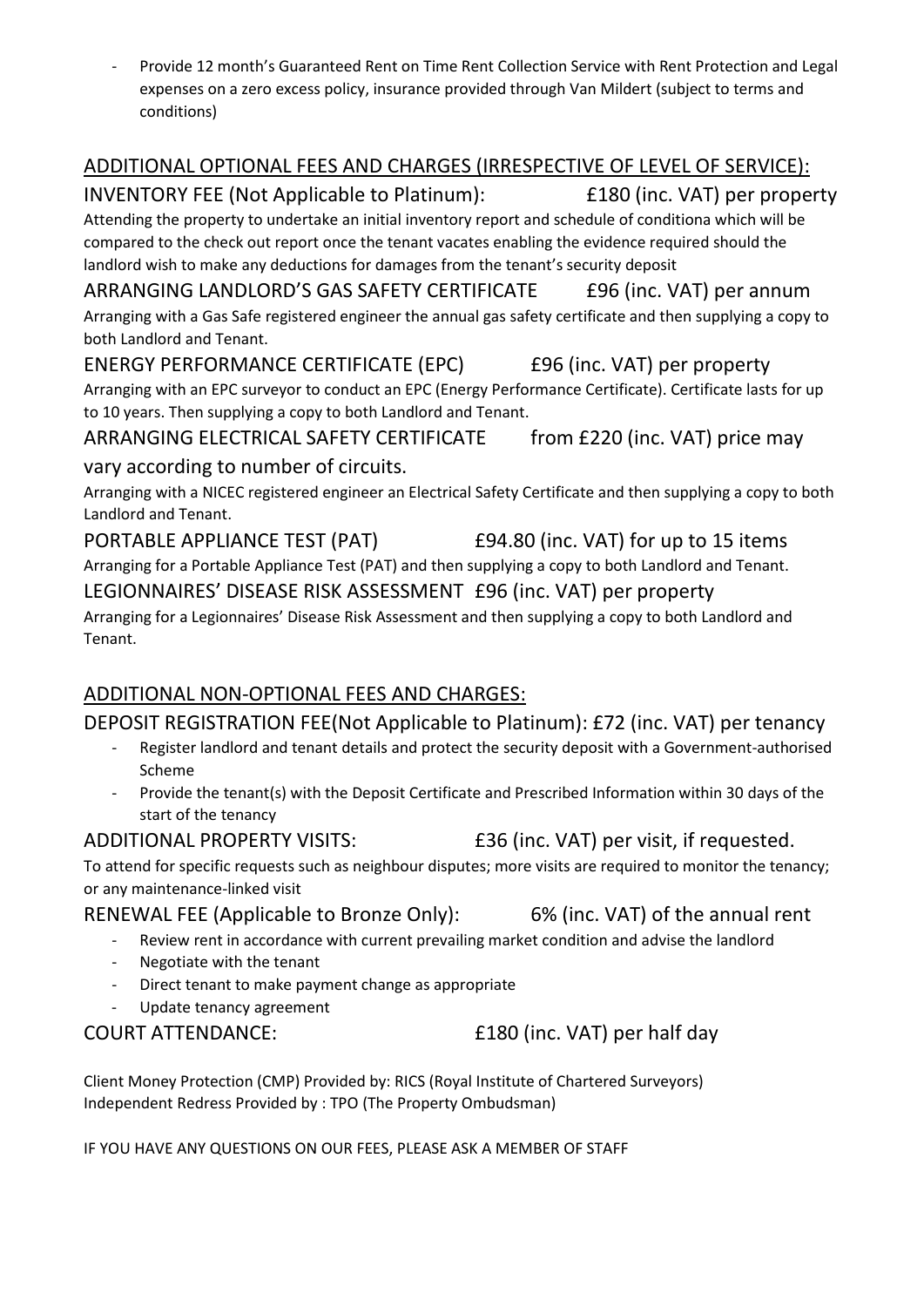- Provide 12 month's Guaranteed Rent on Time Rent Collection Service with Rent Protection and Legal expenses on a zero excess policy, insurance provided through Van Mildert (subject to terms and conditions)

## ADDITIONAL OPTIONAL FEES AND CHARGES (IRRESPECTIVE OF LEVEL OF SERVICE):

### INVENTORY FEE (Not Applicable to Platinum): £180 (inc. VAT) per property

Attending the property to undertake an initial inventory report and schedule of conditiona which will be compared to the check out report once the tenant vacates enabling the evidence required should the landlord wish to make any deductions for damages from the tenant's security deposit

### ARRANGING LANDLORD'S GAS SAFETY CERTIFICATE £96 (inc. VAT) per annum

Arranging with a Gas Safe registered engineer the annual gas safety certificate and then supplying a copy to both Landlord and Tenant.

### ENERGY PERFORMANCE CERTIFICATE (EPC) £96 (inc. VAT) per property

Arranging with an EPC surveyor to conduct an EPC (Energy Performance Certificate). Certificate lasts for up to 10 years. Then supplying a copy to both Landlord and Tenant.

### ARRANGING ELECTRICAL SAFETY CERTIFICATE from £220 (inc. VAT) price may vary according to number of circuits.

Arranging with a NICEC registered engineer an Electrical Safety Certificate and then supplying a copy to both Landlord and Tenant.

### PORTABLE APPLIANCE TEST (PAT) £94.80 (inc. VAT) for up to 15 items

Arranging for a Portable Appliance Test (PAT) and then supplying a copy to both Landlord and Tenant.

### LEGIONNAIRES' DISEASE RISK ASSESSMENT £96 (inc. VAT) per property

Arranging for a Legionnaires' Disease Risk Assessment and then supplying a copy to both Landlord and Tenant.

## ADDITIONAL NON-OPTIONAL FEES AND CHARGES:

### DEPOSIT REGISTRATION FEE(Not Applicable to Platinum): £72 (inc. VAT) per tenancy

- Register landlord and tenant details and protect the security deposit with a Government-authorised Scheme
- Provide the tenant(s) with the Deposit Certificate and Prescribed Information within 30 days of the start of the tenancy

### ADDITIONAL PROPERTY VISITS: £36 (inc. VAT) per visit, if requested.

To attend for specific requests such as neighbour disputes; more visits are required to monitor the tenancy; or any maintenance-linked visit

### RENEWAL FEE (Applicable to Bronze Only): 6% (inc. VAT) of the annual rent

- Review rent in accordance with current prevailing market condition and advise the landlord
- Negotiate with the tenant
- Direct tenant to make payment change as appropriate
- Update tenancy agreement

### COURT ATTENDANCE: £180 (inc. VAT) per half day

Client Money Protection (CMP) Provided by: RICS (Royal Institute of Chartered Surveyors)
Independent Redress Provided by : TPO (The Property Ombudsman)

IF YOU HAVE ANY QUESTIONS ON OUR FEES, PLEASE ASK A MEMBER OF STAFF